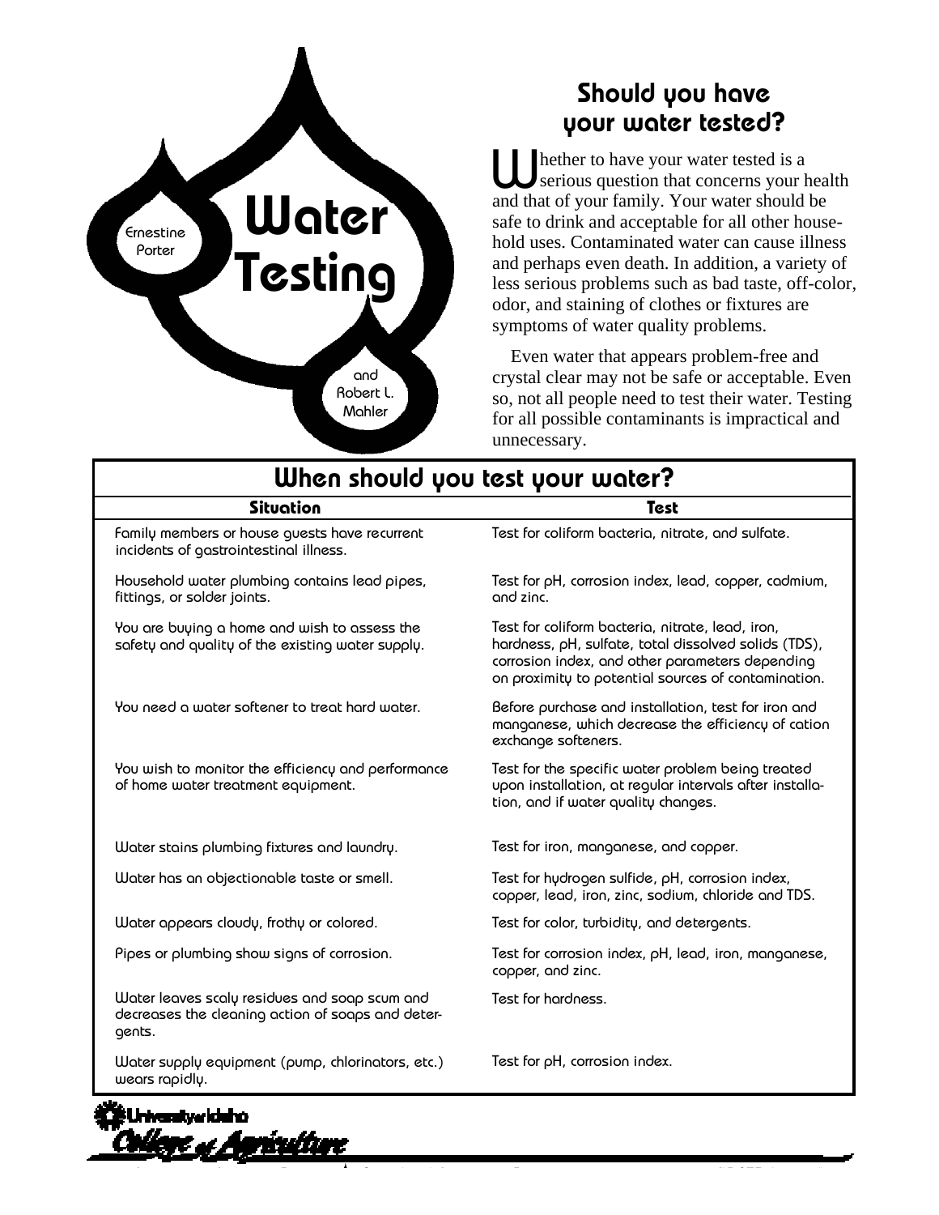# Water Testing

Ernestine Porter and Robert L. Mahler

## Should you have your water tested?

Whether to have your water tested is a serious question that concerns your health and that of your family. Your water should be safe to drink and acceptable for all other household uses. Contaminated water can cause illness and perhaps even death. In addition, a variety of less serious problems such as bad taste, off-color, odor, and staining of clothes or fixtures are symptoms of water quality problems.

Even water that appears problem-free and crystal clear may not be safe or acceptable. Even so, not all people need to test their water. Testing for all possible contaminants is impractical and unnecessary.

## When should you test your water?

| Situation | Test |
| --- | --- |
| Family members or house guests have recurrent incidents of gastrointestinal illness. | Test for coliform bacteria, nitrate, and sulfate. |
| Household water plumbing contains lead pipes, fittings, or solder joints. | Test for pH, corrosion index, lead, copper, cadmium, and zinc. |
| You are buying a home and wish to assess the safety and quality of the existing water supply. | Test for coliform bacteria, nitrate, lead, iron, hardness, pH, sulfate, total dissolved solids (TDS), corrosion index, and other parameters depending on proximity to potential sources of contamination. |
| You need a water softener to treat hard water. | Before purchase and installation, test for iron and manganese, which decrease the efficiency of cation exchange softeners. |
| You wish to monitor the efficiency and performance of home water treatment equipment. | Test for the specific water problem being treated upon installation, at regular intervals after installation, and if water quality changes. |
| Water stains plumbing fixtures and laundry. | Test for iron, manganese, and copper. |
| Water has an objectionable taste or smell. | Test for hydrogen sulfide, pH, corrosion index, copper, lead, iron, zinc, sodium, chloride and TDS. |
| Water appears cloudy, frothy or colored. | Test for color, turbidity, and detergents. |
| Pipes or plumbing show signs of corrosion. | Test for corrosion index, pH, lead, iron, manganese, copper, and zinc. |
| Water leaves scaly residues and soap scum and decreases the cleaning action of soaps and detergents. | Test for hardness. |
| Water supply equipment (pump, chlorinators, etc.) wears rapidly. | Test for pH, corrosion index. |

University of Idaho College of Agriculture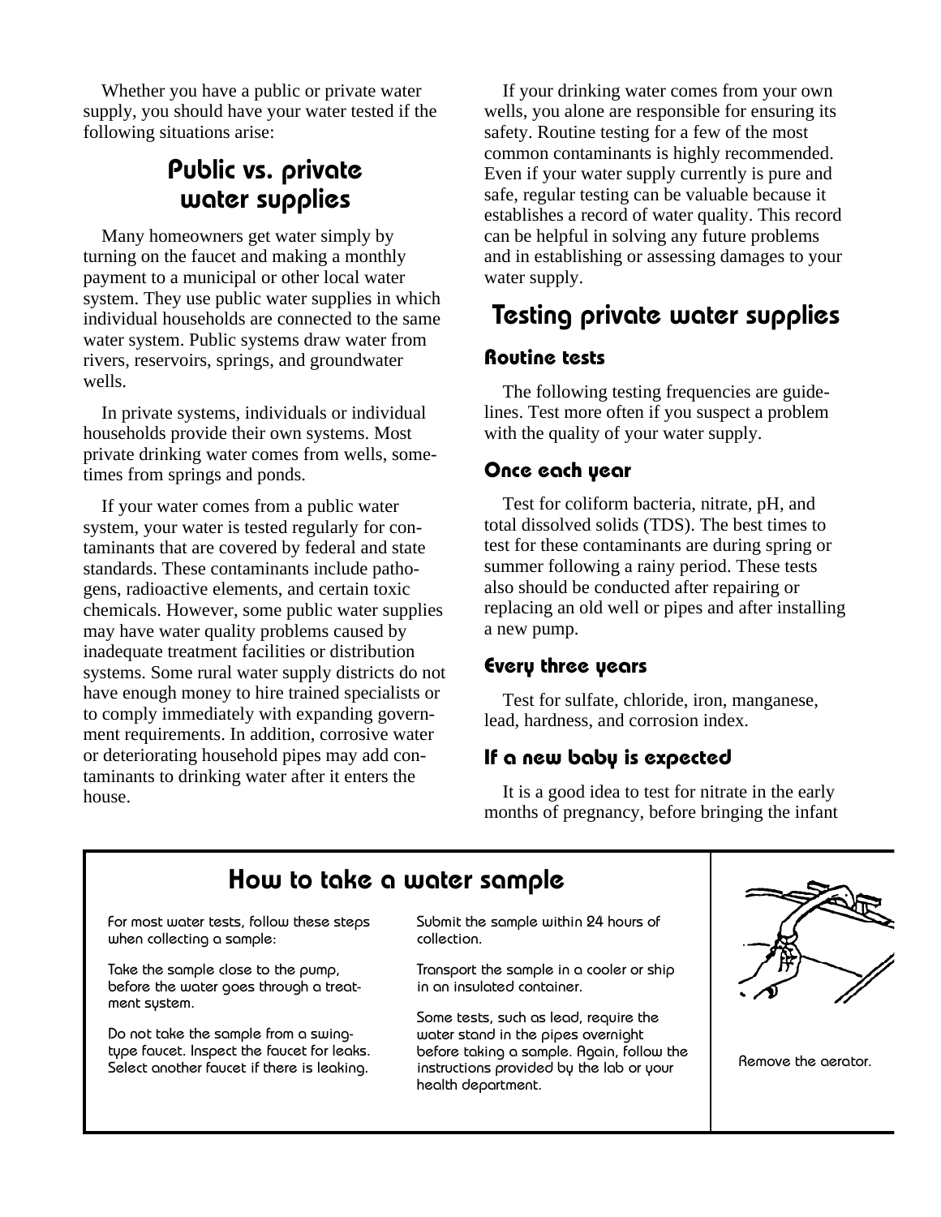Whether you have a public or private water supply, you should have your water tested if the following situations arise:

## Public vs. private water supplies

Many homeowners get water simply by turning on the faucet and making a monthly payment to a municipal or other local water system. They use public water supplies in which individual households are connected to the same water system. Public systems draw water from rivers, reservoirs, springs, and groundwater wells.

In private systems, individuals or individual households provide their own systems. Most private drinking water comes from wells, sometimes from springs and ponds.

If your water comes from a public water system, your water is tested regularly for contaminants that are covered by federal and state standards. These contaminants include pathogens, radioactive elements, and certain toxic chemicals. However, some public water supplies may have water quality problems caused by inadequate treatment facilities or distribution systems. Some rural water supply districts do not have enough money to hire trained specialists or to comply immediately with expanding government requirements. In addition, corrosive water or deteriorating household pipes may add contaminants to drinking water after it enters the house.

If your drinking water comes from your own wells, you alone are responsible for ensuring its safety. Routine testing for a few of the most common contaminants is highly recommended. Even if your water supply currently is pure and safe, regular testing can be valuable because it establishes a record of water quality. This record can be helpful in solving any future problems and in establishing or assessing damages to your water supply.

## Testing private water supplies

### Routine tests

The following testing frequencies are guidelines. Test more often if you suspect a problem with the quality of your water supply.

### Once each year

Test for coliform bacteria, nitrate, pH, and total dissolved solids (TDS). The best times to test for these contaminants are during spring or summer following a rainy period. These tests also should be conducted after repairing or replacing an old well or pipes and after installing a new pump.

### Every three years

Test for sulfate, chloride, iron, manganese, lead, hardness, and corrosion index.

### If a new baby is expected

It is a good idea to test for nitrate in the early months of pregnancy, before bringing the infant

## How to take a water sample

For most water tests, follow these steps when collecting a sample:

Take the sample close to the pump, before the water goes through a treatment system.

Do not take the sample from a swing-type faucet. Inspect the faucet for leaks. Select another faucet if there is leaking.

Submit the sample within 24 hours of collection.

Transport the sample in a cooler or ship in an insulated container.

Some tests, such as lead, require the water stand in the pipes overnight before taking a sample. Again, follow the instructions provided by the lab or your health department.

Remove the aerator.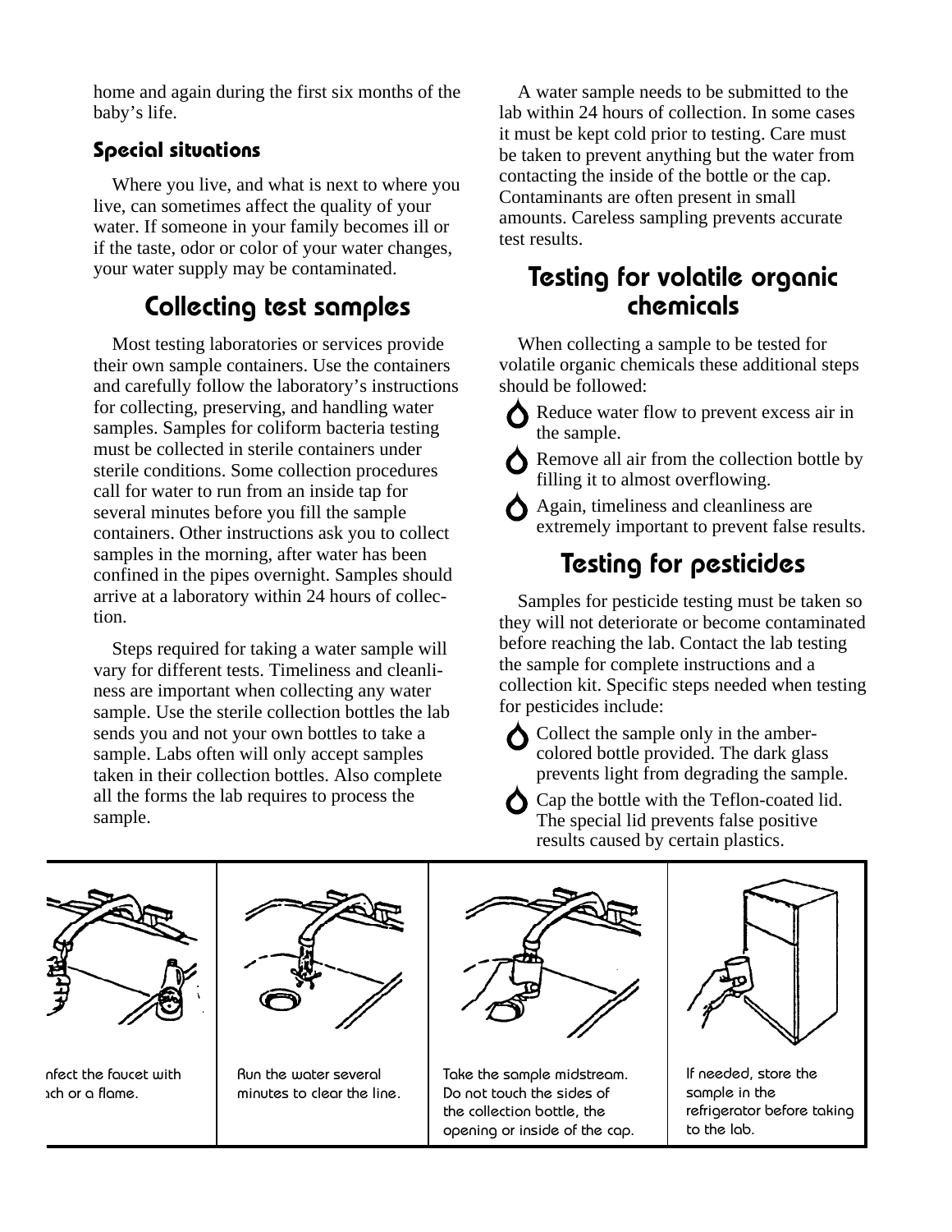home and again during the first six months of the baby's life.

### Special situations

Where you live, and what is next to where you live, can sometimes affect the quality of your water. If someone in your family becomes ill or if the taste, odor or color of your water changes, your water supply may be contaminated.

## Collecting test samples

Most testing laboratories or services provide their own sample containers. Use the containers and carefully follow the laboratory's instructions for collecting, preserving, and handling water samples. Samples for coliform bacteria testing must be collected in sterile containers under sterile conditions. Some collection procedures call for water to run from an inside tap for several minutes before you fill the sample containers. Other instructions ask you to collect samples in the morning, after water has been confined in the pipes overnight. Samples should arrive at a laboratory within 24 hours of collection.

Steps required for taking a water sample will vary for different tests. Timeliness and cleanliness are important when collecting any water sample. Use the sterile collection bottles the lab sends you and not your own bottles to take a sample. Labs often will only accept samples taken in their collection bottles. Also complete all the forms the lab requires to process the sample.

A water sample needs to be submitted to the lab within 24 hours of collection. In some cases it must be kept cold prior to testing. Care must be taken to prevent anything but the water from contacting the inside of the bottle or the cap. Contaminants are often present in small amounts. Careless sampling prevents accurate test results.

## Testing for volatile organic chemicals

When collecting a sample to be tested for volatile organic chemicals these additional steps should be followed:

- Reduce water flow to prevent excess air in the sample.
- Remove all air from the collection bottle by filling it to almost overflowing.
- Again, timeliness and cleanliness are extremely important to prevent false results.

## Testing for pesticides

Samples for pesticide testing must be taken so they will not deteriorate or become contaminated before reaching the lab. Contact the lab testing the sample for complete instructions and a collection kit. Specific steps needed when testing for pesticides include:

- Collect the sample only in the amber-colored bottle provided. The dark glass prevents light from degrading the sample.
- Cap the bottle with the Teflon-coated lid. The special lid prevents false positive results caused by certain plastics.

| | | | |
|---|---|---|---|
| nfect the faucet with ach or a flame. | Run the water several minutes to clear the line. | Take the sample midstream. Do not touch the sides of the collection bottle, the opening or inside of the cap. | If needed, store the sample in the refrigerator before taking to the lab. |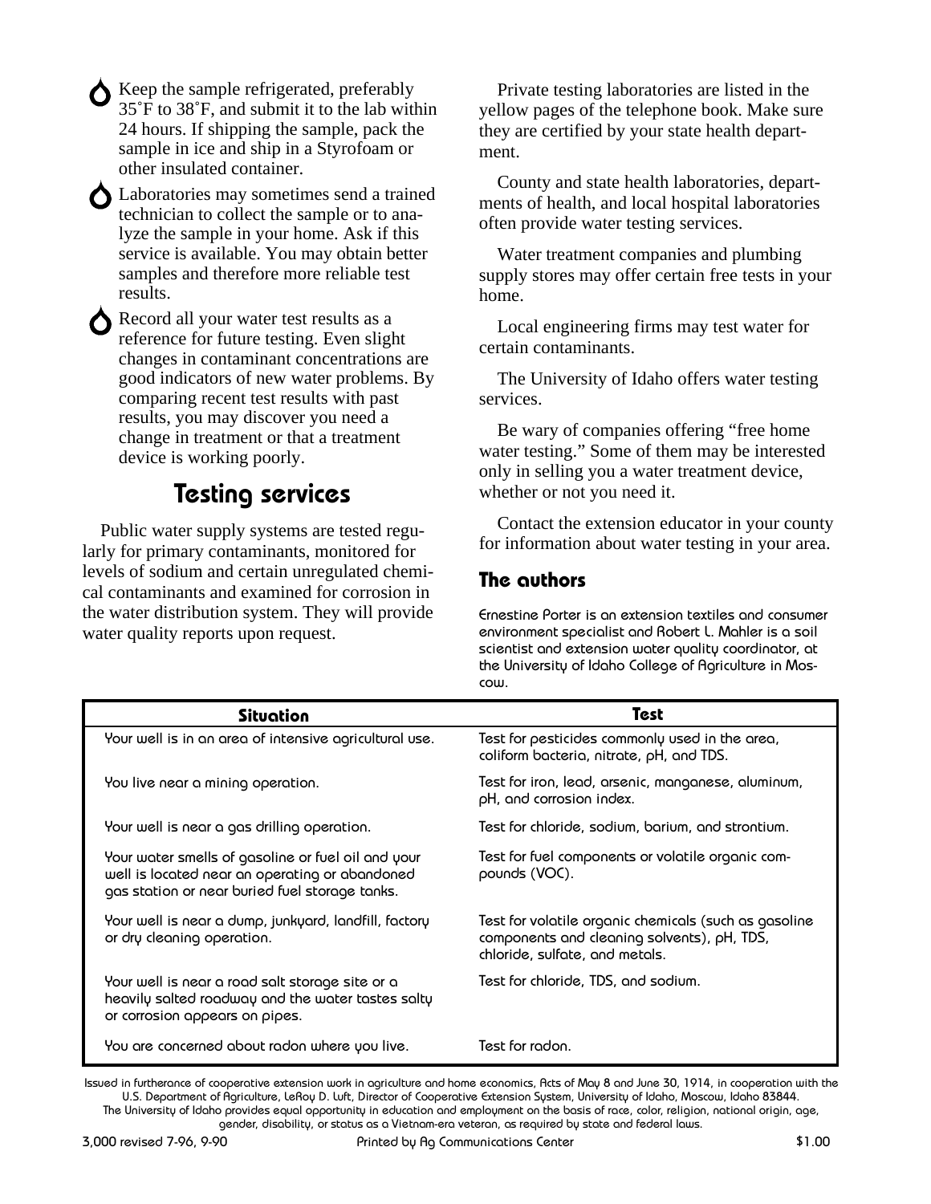- Keep the sample refrigerated, preferably 35˚F to 38˚F, and submit it to the lab within 24 hours. If shipping the sample, pack the sample in ice and ship in a Styrofoam or other insulated container.
- Laboratories may sometimes send a trained technician to collect the sample or to analyze the sample in your home. Ask if this service is available. You may obtain better samples and therefore more reliable test results.
- Record all your water test results as a reference for future testing. Even slight changes in contaminant concentrations are good indicators of new water problems. By comparing recent test results with past results, you may discover you need a change in treatment or that a treatment device is working poorly.

## Testing services

Public water supply systems are tested regularly for primary contaminants, monitored for levels of sodium and certain unregulated chemical contaminants and examined for corrosion in the water distribution system. They will provide water quality reports upon request.

Private testing laboratories are listed in the yellow pages of the telephone book. Make sure they are certified by your state health department.

County and state health laboratories, departments of health, and local hospital laboratories often provide water testing services.

Water treatment companies and plumbing supply stores may offer certain free tests in your home.

Local engineering firms may test water for certain contaminants.

The University of Idaho offers water testing services.

Be wary of companies offering “free home water testing.” Some of them may be interested only in selling you a water treatment device, whether or not you need it.

Contact the extension educator in your county for information about water testing in your area.

### The authors

Ernestine Porter is an extension textiles and consumer environment specialist and Robert L. Mahler is a soil scientist and extension water quality coordinator, at the University of Idaho College of Agriculture in Moscow.

| Situation | Test |
|---|---|
| Your well is in an area of intensive agricultural use. | Test for pesticides commonly used in the area, coliform bacteria, nitrate, pH, and TDS. |
| You live near a mining operation. | Test for iron, lead, arsenic, manganese, aluminum, pH, and corrosion index. |
| Your well is near a gas drilling operation. | Test for chloride, sodium, barium, and strontium. |
| Your water smells of gasoline or fuel oil and your well is located near an operating or abandoned gas station or near buried fuel storage tanks. | Test for fuel components or volatile organic compounds (VOC). |
| Your well is near a dump, junkyard, landfill, factory or dry cleaning operation. | Test for volatile organic chemicals (such as gasoline components and cleaning solvents), pH, TDS, chloride, sulfate, and metals. |
| Your well is near a road salt storage site or a heavily salted roadway and the water tastes salty or corrosion appears on pipes. | Test for chloride, TDS, and sodium. |
| You are concerned about radon where you live. | Test for radon. |

Issued in furtherance of cooperative extension work in agriculture and home economics, Acts of May 8 and June 30, 1914, in cooperation with the U.S. Department of Agriculture, LeRoy D. Luft, Director of Cooperative Extension System, University of Idaho, Moscow, Idaho 83844. The University of Idaho provides equal opportunity in education and employment on the basis of race, color, religion, national origin, age, gender, disability, or status as a Vietnam-era veteran, as required by state and federal laws.

3,000 revised 7-96, 9-90 Printed by Ag Communications Center $1.00